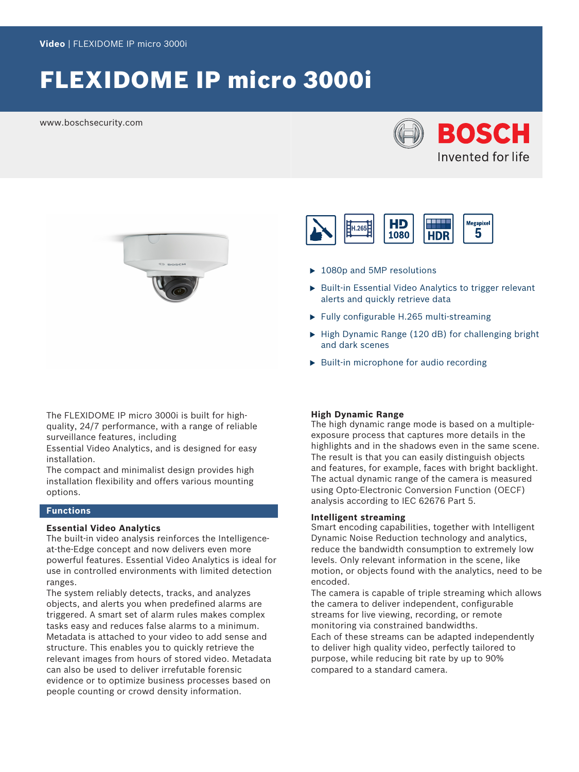Video | FLEXIDOME IP micro 3000i

# FLEXIDOME IP micro 3000i

www.boschsecurity.com

BOSCH
Invented for life

- 1080p and 5MP resolutions
- Built-in Essential Video Analytics to trigger relevant alerts and quickly retrieve data
- Fully configurable H.265 multi-streaming
- High Dynamic Range (120 dB) for challenging bright and dark scenes
- Built-in microphone for audio recording

The FLEXIDOME IP micro 3000i is built for high-quality, 24/7 performance, with a range of reliable surveillance features, including
Essential Video Analytics, and is designed for easy installation.
The compact and minimalist design provides high installation flexibility and offers various mounting options.

## Functions

### Essential Video Analytics

The built-in video analysis reinforces the Intelligence-at-the-Edge concept and now delivers even more powerful features. Essential Video Analytics is ideal for use in controlled environments with limited detection ranges.
The system reliably detects, tracks, and analyzes objects, and alerts you when predefined alarms are triggered. A smart set of alarm rules makes complex tasks easy and reduces false alarms to a minimum.
Metadata is attached to your video to add sense and structure. This enables you to quickly retrieve the relevant images from hours of stored video. Metadata can also be used to deliver irrefutable forensic evidence or to optimize business processes based on people counting or crowd density information.

### High Dynamic Range

The high dynamic range mode is based on a multiple-exposure process that captures more details in the highlights and in the shadows even in the same scene. The result is that you can easily distinguish objects and features, for example, faces with bright backlight.
The actual dynamic range of the camera is measured using Opto-Electronic Conversion Function (OECF) analysis according to IEC 62676 Part 5.

### Intelligent streaming

Smart encoding capabilities, together with Intelligent Dynamic Noise Reduction technology and analytics, reduce the bandwidth consumption to extremely low levels. Only relevant information in the scene, like motion, or objects found with the analytics, need to be encoded.
The camera is capable of triple streaming which allows the camera to deliver independent, configurable streams for live viewing, recording, or remote monitoring via constrained bandwidths.
Each of these streams can be adapted independently to deliver high quality video, perfectly tailored to purpose, while reducing bit rate by up to 90% compared to a standard camera.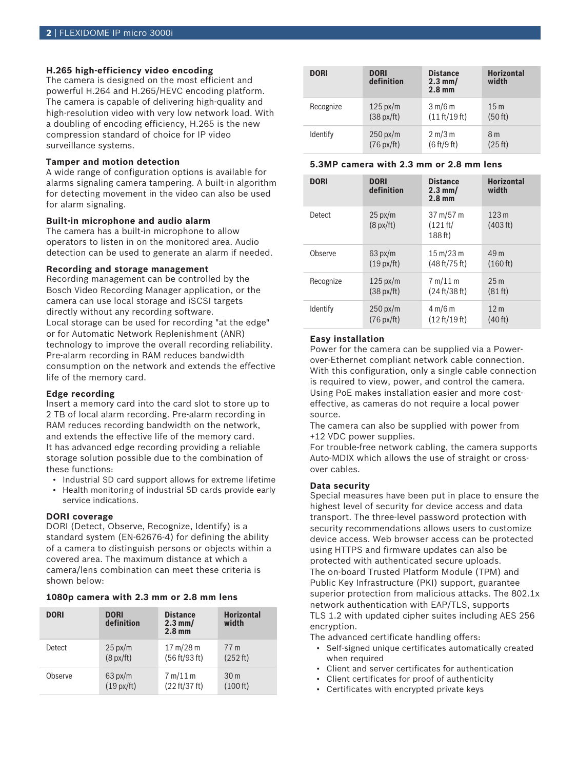### H.265 high-efficiency video encoding

The camera is designed on the most efficient and powerful H.264 and H.265/HEVC encoding platform. The camera is capable of delivering high-quality and high-resolution video with very low network load. With a doubling of encoding efficiency, H.265 is the new compression standard of choice for IP video surveillance systems.

### Tamper and motion detection

A wide range of configuration options is available for alarms signaling camera tampering. A built-in algorithm for detecting movement in the video can also be used for alarm signaling.

### Built-in microphone and audio alarm

The camera has a built-in microphone to allow operators to listen in on the monitored area. Audio detection can be used to generate an alarm if needed.

### Recording and storage management

Recording management can be controlled by the Bosch Video Recording Manager application, or the camera can use local storage and iSCSI targets directly without any recording software.
Local storage can be used for recording "at the edge" or for Automatic Network Replenishment (ANR) technology to improve the overall recording reliability. Pre-alarm recording in RAM reduces bandwidth consumption on the network and extends the effective life of the memory card.

### Edge recording

Insert a memory card into the card slot to store up to 2 TB of local alarm recording. Pre-alarm recording in RAM reduces recording bandwidth on the network, and extends the effective life of the memory card.
It has advanced edge recording providing a reliable storage solution possible due to the combination of these functions:

- Industrial SD card support allows for extreme lifetime
- Health monitoring of industrial SD cards provide early service indications.

### DORI coverage

DORI (Detect, Observe, Recognize, Identify) is a standard system (EN-62676-4) for defining the ability of a camera to distinguish persons or objects within a covered area. The maximum distance at which a camera/lens combination can meet these criteria is shown below:

**1080p camera with 2.3 mm or 2.8 mm lens**

| DORI | DORI definition | Distance 2.3 mm/ 2.8 mm | Horizontal width |
|---|---|---|---|
| Detect | 25 px/m (8 px/ft) | 17 m/28 m (56 ft/93 ft) | 77 m (252 ft) |
| Observe | 63 px/m (19 px/ft) | 7 m/11 m (22 ft/37 ft) | 30 m (100 ft) |
| Recognize | 125 px/m (38 px/ft) | 3 m/6 m (11 ft/19 ft) | 15 m (50 ft) |
| Identify | 250 px/m (76 px/ft) | 2 m/3 m (6 ft/9 ft) | 8 m (25 ft) |

**5.3MP camera with 2.3 mm or 2.8 mm lens**

| DORI | DORI definition | Distance 2.3 mm/ 2.8 mm | Horizontal width |
|---|---|---|---|
| Detect | 25 px/m (8 px/ft) | 37 m/57 m (121 ft/ 188 ft) | 123 m (403 ft) |
| Observe | 63 px/m (19 px/ft) | 15 m/23 m (48 ft/75 ft) | 49 m (160 ft) |
| Recognize | 125 px/m (38 px/ft) | 7 m/11 m (24 ft/38 ft) | 25 m (81 ft) |
| Identify | 250 px/m (76 px/ft) | 4 m/6 m (12 ft/19 ft) | 12 m (40 ft) |

### Easy installation

Power for the camera can be supplied via a Power-over-Ethernet compliant network cable connection. With this configuration, only a single cable connection is required to view, power, and control the camera. Using PoE makes installation easier and more cost-effective, as cameras do not require a local power source.
The camera can also be supplied with power from +12 VDC power supplies.
For trouble-free network cabling, the camera supports Auto-MDIX which allows the use of straight or cross-over cables.

### Data security

Special measures have been put in place to ensure the highest level of security for device access and data transport. The three-level password protection with security recommendations allows users to customize device access. Web browser access can be protected using HTTPS and firmware updates can also be protected with authenticated secure uploads.
The on-board Trusted Platform Module (TPM) and Public Key Infrastructure (PKI) support, guarantee superior protection from malicious attacks. The 802.1x network authentication with EAP/TLS, supports TLS 1.2 with updated cipher suites including AES 256 encryption.
The advanced certificate handling offers:

- Self-signed unique certificates automatically created when required
- Client and server certificates for authentication
- Client certificates for proof of authenticity
- Certificates with encrypted private keys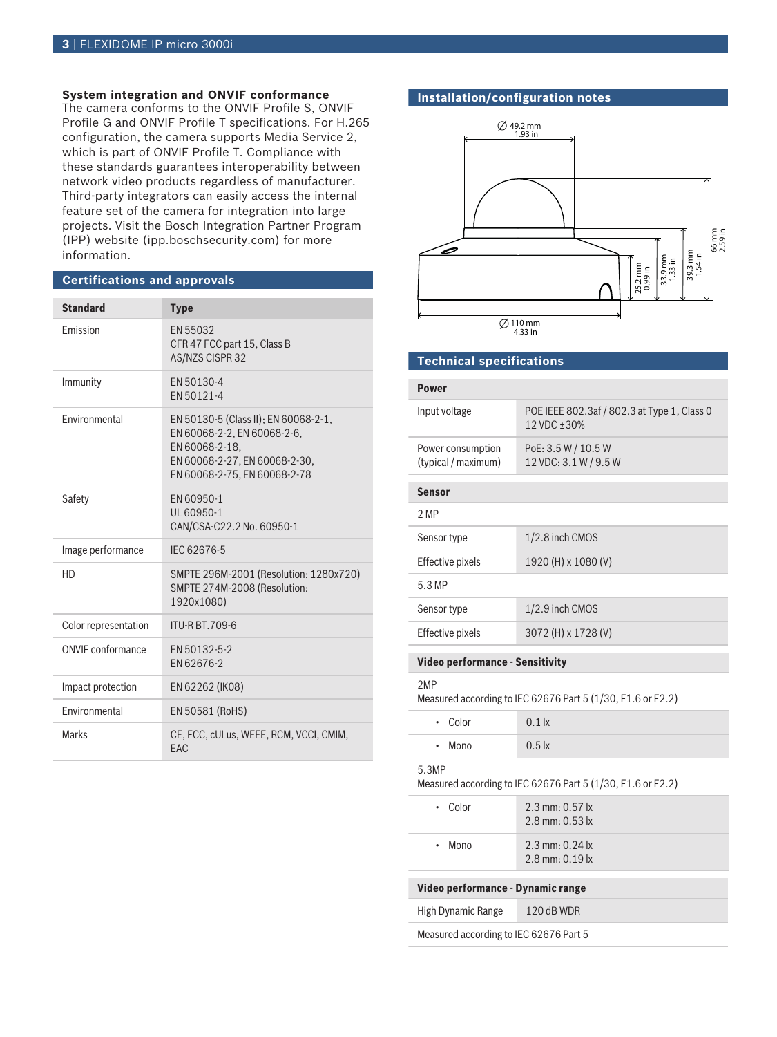### System integration and ONVIF conformance

The camera conforms to the ONVIF Profile S, ONVIF Profile G and ONVIF Profile T specifications. For H.265 configuration, the camera supports Media Service 2, which is part of ONVIF Profile T. Compliance with these standards guarantees interoperability between network video products regardless of manufacturer. Third-party integrators can easily access the internal feature set of the camera for integration into large projects. Visit the Bosch Integration Partner Program (IPP) website (ipp.boschsecurity.com) for more information.

## Certifications and approvals

| Standard | Type |
|---|---|
| Emission | EN 55032<br>CFR 47 FCC part 15, Class B<br>AS/NZS CISPR 32 |
| Immunity | EN 50130-4<br>EN 50121-4 |
| Environmental | EN 50130-5 (Class II); EN 60068-2-1, EN 60068-2-2, EN 60068-2-6, EN 60068-2-18, EN 60068-2-27, EN 60068-2-30, EN 60068-2-75, EN 60068-2-78 |
| Safety | EN 60950-1<br>UL 60950-1<br>CAN/CSA-C22.2 No. 60950-1 |
| Image performance | IEC 62676-5 |
| HD | SMPTE 296M-2001 (Resolution: 1280x720)<br>SMPTE 274M-2008 (Resolution: 1920x1080) |
| Color representation | ITU-R BT.709-6 |
| ONVIF conformance | EN 50132-5-2<br>EN 62676-2 |
| Impact protection | EN 62262 (IK08) |
| Environmental | EN 50581 (RoHS) |
| Marks | CE, FCC, cULus, WEEE, RCM, VCCI, CMIM, EAC |

## Installation/configuration notes

∅ 49.2 mm
1.93 in

25.2 mm
0.99 in

33.9 mm
1.33 in

39.3 mm
1.54 in

66 mm
2.59 in

∅ 110 mm
4.33 in

## Technical specifications

| **Power** | |
|---|---|
| Input voltage | POE IEEE 802.3af / 802.3 at Type 1, Class 0<br>12 VDC ±30% |
| Power consumption (typical / maximum) | PoE: 3.5 W / 10.5 W<br>12 VDC: 3.1 W / 9.5 W |

| **Sensor** | |
|---|---|
| 2 MP | |
| Sensor type | 1/2.8 inch CMOS |
| Effective pixels | 1920 (H) x 1080 (V) |
| 5.3 MP | |
| Sensor type | 1/2.9 inch CMOS |
| Effective pixels | 3072 (H) x 1728 (V) |

| **Video performance - Sensitivity** | |
|---|---|
| 2MP<br>Measured according to IEC 62676 Part 5 (1/30, F1.6 or F2.2) | |
| • Color | 0.1 lx |
| • Mono | 0.5 lx |
| 5.3MP<br>Measured according to IEC 62676 Part 5 (1/30, F1.6 or F2.2) | |
| • Color | 2.3 mm: 0.57 lx<br>2.8 mm: 0.53 lx |
| • Mono | 2.3 mm: 0.24 lx<br>2.8 mm: 0.19 lx |

| **Video performance - Dynamic range** | |
|---|---|
| High Dynamic Range | 120 dB WDR |
| Measured according to IEC 62676 Part 5 | |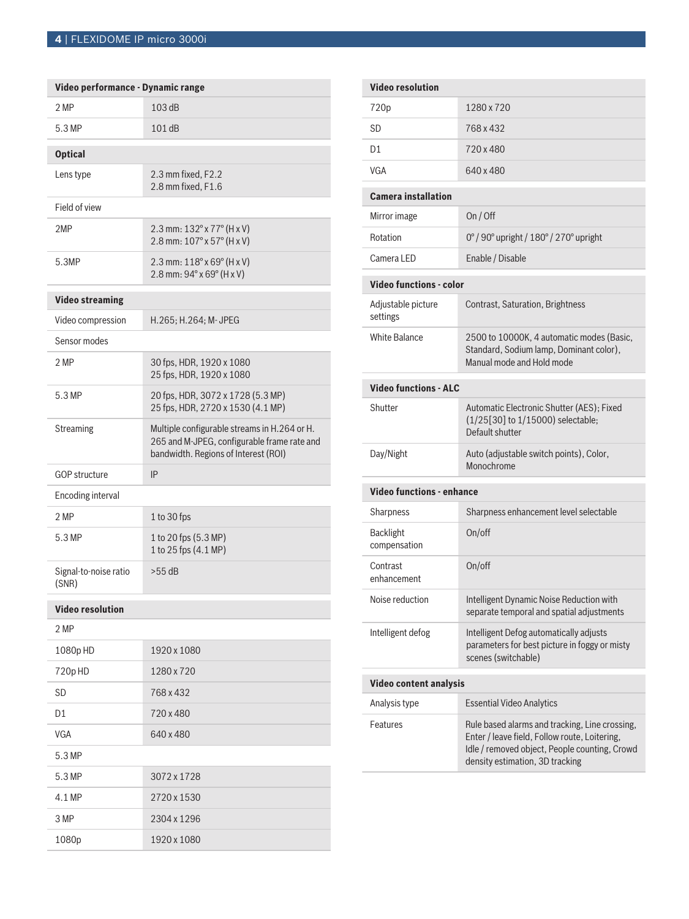| Video performance - Dynamic range | |
|---|---|
| 2 MP | 103 dB |
| 5.3 MP | 101 dB |

| Optical | |
|---|---|
| Lens type | 2.3 mm fixed, F2.2<br>2.8 mm fixed, F1.6 |
| Field of view | |
| 2MP | 2.3 mm: 132° x 77° (H x V)<br>2.8 mm: 107° x 57° (H x V) |
| 5.3MP | 2.3 mm: 118° x 69° (H x V)<br>2.8 mm: 94° x 69° (H x V) |

| Video streaming | |
|---|---|
| Video compression | H.265; H.264; M- JPEG |
| Sensor modes | |
| 2 MP | 30 fps, HDR, 1920 x 1080<br>25 fps, HDR, 1920 x 1080 |
| 5.3 MP | 20 fps, HDR, 3072 x 1728 (5.3 MP)<br>25 fps, HDR, 2720 x 1530 (4.1 MP) |
| Streaming | Multiple configurable streams in H.264 or H. 265 and M-JPEG, configurable frame rate and bandwidth. Regions of Interest (ROI) |
| GOP structure | IP |
| Encoding interval | |
| 2 MP | 1 to 30 fps |
| 5.3 MP | 1 to 20 fps (5.3 MP)<br>1 to 25 fps (4.1 MP) |
| Signal-to-noise ratio (SNR) | >55 dB |

| Video resolution | |
|---|---|
| 2 MP | |
| 1080p HD | 1920 x 1080 |
| 720p HD | 1280 x 720 |
| SD | 768 x 432 |
| D1 | 720 x 480 |
| VGA | 640 x 480 |
| 5.3 MP | |
| 5.3 MP | 3072 x 1728 |
| 4.1 MP | 2720 x 1530 |
| 3 MP | 2304 x 1296 |
| 1080p | 1920 x 1080 |
| 720p | 1280 x 720 |
| SD | 768 x 432 |
| D1 | 720 x 480 |
| VGA | 640 x 480 |

| Camera installation | |
|---|---|
| Mirror image | On / Off |
| Rotation | 0° / 90° upright / 180° / 270° upright |
| Camera LED | Enable / Disable |

| Video functions - color | |
|---|---|
| Adjustable picture settings | Contrast, Saturation, Brightness |
| White Balance | 2500 to 10000K, 4 automatic modes (Basic, Standard, Sodium lamp, Dominant color), Manual mode and Hold mode |

| Video functions - ALC | |
|---|---|
| Shutter | Automatic Electronic Shutter (AES); Fixed (1/25[30] to 1/15000) selectable; Default shutter |
| Day/Night | Auto (adjustable switch points), Color, Monochrome |

| Video functions - enhance | |
|---|---|
| Sharpness | Sharpness enhancement level selectable |
| Backlight compensation | On/off |
| Contrast enhancement | On/off |
| Noise reduction | Intelligent Dynamic Noise Reduction with separate temporal and spatial adjustments |
| Intelligent defog | Intelligent Defog automatically adjusts parameters for best picture in foggy or misty scenes (switchable) |

| Video content analysis | |
|---|---|
| Analysis type | Essential Video Analytics |
| Features | Rule based alarms and tracking, Line crossing, Enter / leave field, Follow route, Loitering, Idle / removed object, People counting, Crowd density estimation, 3D tracking |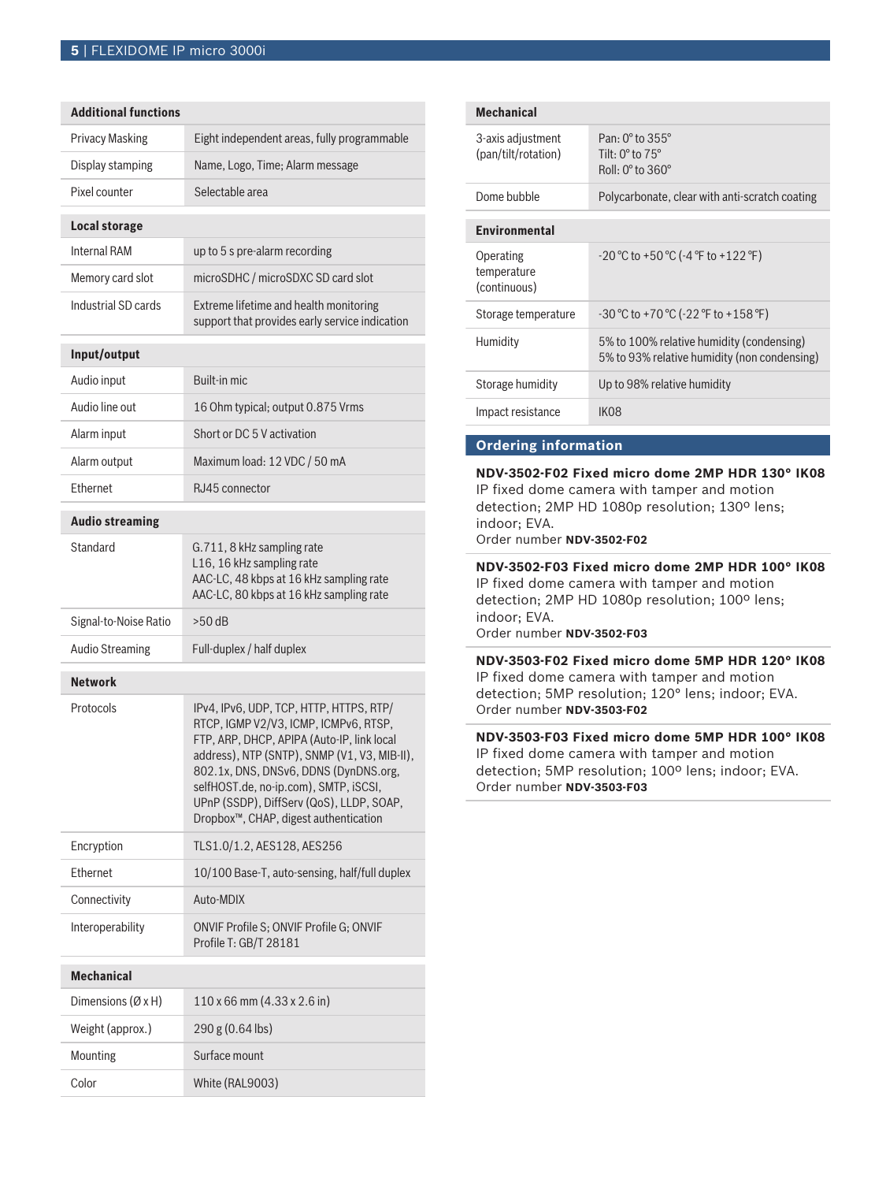| Additional functions | |
|---|---|
| Privacy Masking | Eight independent areas, fully programmable |
| Display stamping | Name, Logo, Time; Alarm message |
| Pixel counter | Selectable area |

| Local storage | |
|---|---|
| Internal RAM | up to 5 s pre-alarm recording |
| Memory card slot | microSDHC / microSDXC SD card slot |
| Industrial SD cards | Extreme lifetime and health monitoring support that provides early service indication |

| Input/output | |
|---|---|
| Audio input | Built-in mic |
| Audio line out | 16 Ohm typical; output 0.875 Vrms |
| Alarm input | Short or DC 5 V activation |
| Alarm output | Maximum load: 12 VDC / 50 mA |
| Ethernet | RJ45 connector |

| Audio streaming | |
|---|---|
| Standard | G.711, 8 kHz sampling rate<br>L16, 16 kHz sampling rate<br>AAC-LC, 48 kbps at 16 kHz sampling rate<br>AAC-LC, 80 kbps at 16 kHz sampling rate |
| Signal-to-Noise Ratio | >50 dB |
| Audio Streaming | Full-duplex / half duplex |

| Network | |
|---|---|
| Protocols | IPv4, IPv6, UDP, TCP, HTTP, HTTPS, RTP/RTCP, IGMP V2/V3, ICMP, ICMPv6, RTSP, FTP, ARP, DHCP, APIPA (Auto-IP, link local address), NTP (SNTP), SNMP (V1, V3, MIB-II), 802.1x, DNS, DNSv6, DDNS (DynDNS.org, selfHOST.de, no-ip.com), SMTP, iSCSI, UPnP (SSDP), DiffServ (QoS), LLDP, SOAP, Dropbox™, CHAP, digest authentication |
| Encryption | TLS1.0/1.2, AES128, AES256 |
| Ethernet | 10/100 Base-T, auto-sensing, half/full duplex |
| Connectivity | Auto-MDIX |
| Interoperability | ONVIF Profile S; ONVIF Profile G; ONVIF Profile T: GB/T 28181 |

| Mechanical | |
|---|---|
| Dimensions (Ø x H) | 110 x 66 mm (4.33 x 2.6 in) |
| Weight (approx.) | 290 g (0.64 lbs) |
| Mounting | Surface mount |
| Color | White (RAL9003) |
| 3-axis adjustment (pan/tilt/rotation) | Pan: 0° to 355°<br>Tilt: 0° to 75°<br>Roll: 0° to 360° |
| Dome bubble | Polycarbonate, clear with anti-scratch coating |

| Environmental | |
|---|---|
| Operating temperature (continuous) | -20 °C to +50 °C (-4 °F to +122 °F) |
| Storage temperature | -30 °C to +70 °C (-22 °F to +158 °F) |
| Humidity | 5% to 100% relative humidity (condensing)<br>5% to 93% relative humidity (non condensing) |
| Storage humidity | Up to 98% relative humidity |
| Impact resistance | IK08 |

## Ordering information

**NDV-3502-F02 Fixed micro dome 2MP HDR 130° IK08**
IP fixed dome camera with tamper and motion detection; 2MP HD 1080p resolution; 130º lens; indoor; EVA.
Order number **NDV-3502-F02**

**NDV-3502-F03 Fixed micro dome 2MP HDR 100° IK08**
IP fixed dome camera with tamper and motion detection; 2MP HD 1080p resolution; 100º lens; indoor; EVA.
Order number **NDV-3502-F03**

**NDV-3503-F02 Fixed micro dome 5MP HDR 120° IK08**
IP fixed dome camera with tamper and motion detection; 5MP resolution; 120° lens; indoor; EVA.
Order number **NDV-3503-F02**

**NDV-3503-F03 Fixed micro dome 5MP HDR 100° IK08**
IP fixed dome camera with tamper and motion detection; 5MP resolution; 100º lens; indoor; EVA.
Order number **NDV-3503-F03**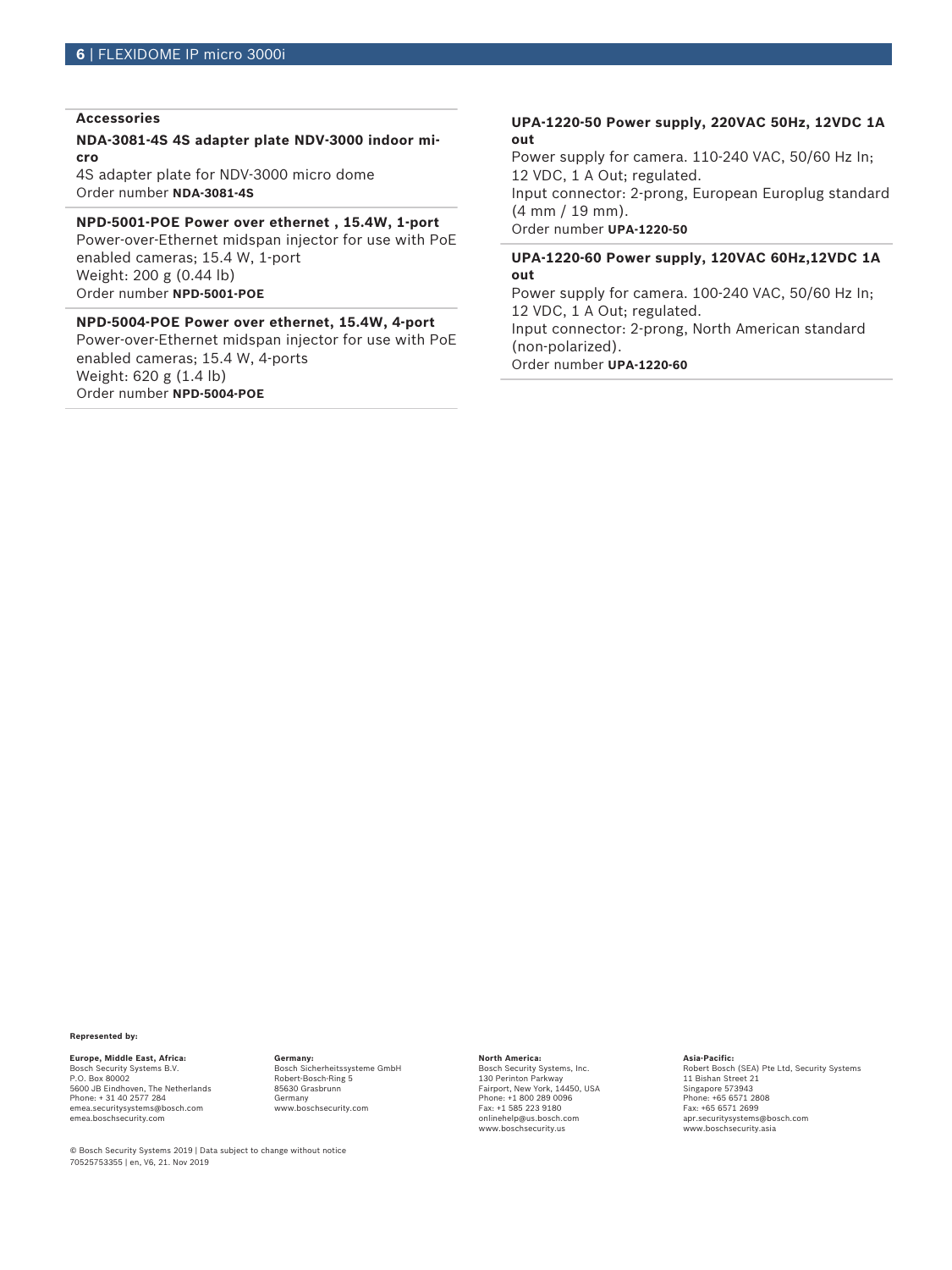## Accessories

**NDA-3081-4S 4S adapter plate NDV-3000 indoor micro**

4S adapter plate for NDV-3000 micro dome

Order number **NDA-3081-4S**

**NPD-5001-POE Power over ethernet , 15.4W, 1-port**

Power-over-Ethernet midspan injector for use with PoE enabled cameras; 15.4 W, 1-port

Weight: 200 g (0.44 lb)

Order number **NPD-5001-POE**

**NPD-5004-POE Power over ethernet, 15.4W, 4-port**

Power-over-Ethernet midspan injector for use with PoE enabled cameras; 15.4 W, 4-ports

Weight: 620 g (1.4 lb)

Order number **NPD-5004-POE**

**UPA-1220-50 Power supply, 220VAC 50Hz, 12VDC 1A out**

Power supply for camera. 110-240 VAC, 50/60 Hz In; 12 VDC, 1 A Out; regulated.

Input connector: 2-prong, European Europlug standard (4 mm / 19 mm).

Order number **UPA-1220-50**

**UPA-1220-60 Power supply, 120VAC 60Hz,12VDC 1A out**

Power supply for camera. 100-240 VAC, 50/60 Hz In; 12 VDC, 1 A Out; regulated.

Input connector: 2-prong, North American standard (non-polarized).

Order number **UPA-1220-60**

**Represented by:**

**Europe, Middle East, Africa:**
Bosch Security Systems B.V.
P.O. Box 80002
5600 JB Eindhoven, The Netherlands
Phone: + 31 40 2577 284
emea.securitysystems@bosch.com
emea.boschsecurity.com

**Germany:**
Bosch Sicherheitssysteme GmbH
Robert-Bosch-Ring 5
85630 Grasbrunn
Germany
www.boschsecurity.com

**North America:**
Bosch Security Systems, Inc.
130 Perinton Parkway
Fairport, New York, 14450, USA
Phone: +1 800 289 0096
Fax: +1 585 223 9180
onlinehelp@us.bosch.com
www.boschsecurity.us

**Asia-Pacific:**
Robert Bosch (SEA) Pte Ltd, Security Systems
11 Bishan Street 21
Singapore 573943
Phone: +65 6571 2808
Fax: +65 6571 2699
apr.securitysystems@bosch.com
www.boschsecurity.asia

© Bosch Security Systems 2019 | Data subject to change without notice
70525753355 | en, V6, 21. Nov 2019